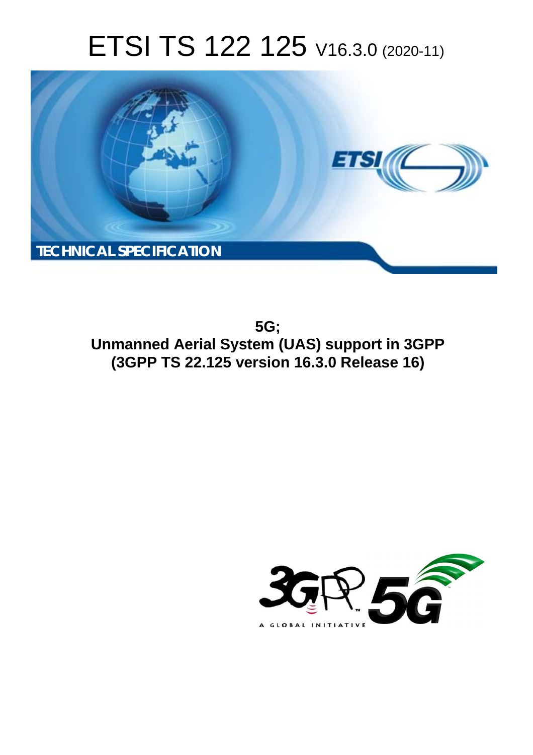# ETSI TS 122 125 V16.3.0 (2020-11)

TECHNICAL SPECIFICATION

**5G;**
**Unmanned Aerial System (UAS) support in 3GPP**
**(3GPP TS 22.125 version 16.3.0 Release 16)**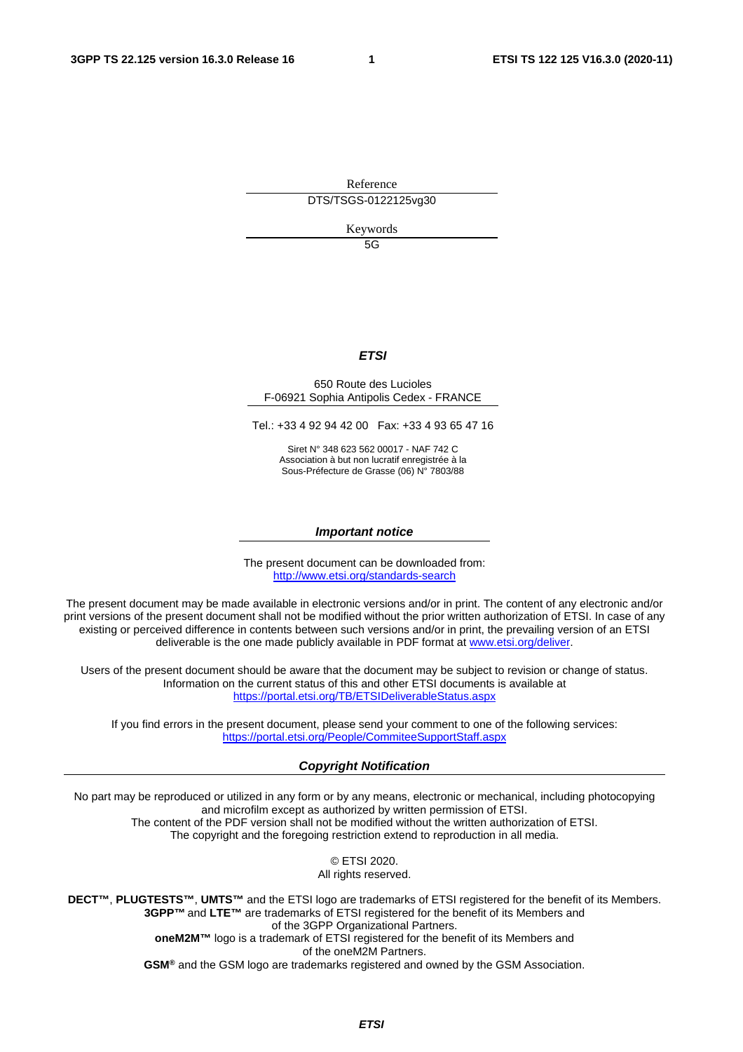Reference

DTS/TSGS-0122125vg30

Keywords

5G

***ETSI***

650 Route des Lucioles
F-06921 Sophia Antipolis Cedex - FRANCE

Tel.: +33 4 92 94 42 00   Fax: +33 4 93 65 47 16

Siret N° 348 623 562 00017 - NAF 742 C
Association à but non lucratif enregistrée à la
Sous-Préfecture de Grasse (06) N° 7803/88

***Important notice***

The present document can be downloaded from:
http://www.etsi.org/standards-search

The present document may be made available in electronic versions and/or in print. The content of any electronic and/or print versions of the present document shall not be modified without the prior written authorization of ETSI. In case of any existing or perceived difference in contents between such versions and/or in print, the prevailing version of an ETSI deliverable is the one made publicly available in PDF format at www.etsi.org/deliver.

Users of the present document should be aware that the document may be subject to revision or change of status. Information on the current status of this and other ETSI documents is available at https://portal.etsi.org/TB/ETSIDeliverableStatus.aspx

If you find errors in the present document, please send your comment to one of the following services:
https://portal.etsi.org/People/CommiteeSupportStaff.aspx

***Copyright Notification***

No part may be reproduced or utilized in any form or by any means, electronic or mechanical, including photocopying and microfilm except as authorized by written permission of ETSI.
The content of the PDF version shall not be modified without the written authorization of ETSI.
The copyright and the foregoing restriction extend to reproduction in all media.

© ETSI 2020.
All rights reserved.

**DECT™**, **PLUGTESTS™**, **UMTS™** and the ETSI logo are trademarks of ETSI registered for the benefit of its Members.
**3GPP™** and **LTE™** are trademarks of ETSI registered for the benefit of its Members and of the 3GPP Organizational Partners.
**oneM2M™** logo is a trademark of ETSI registered for the benefit of its Members and of the oneM2M Partners.
**GSM**® and the GSM logo are trademarks registered and owned by the GSM Association.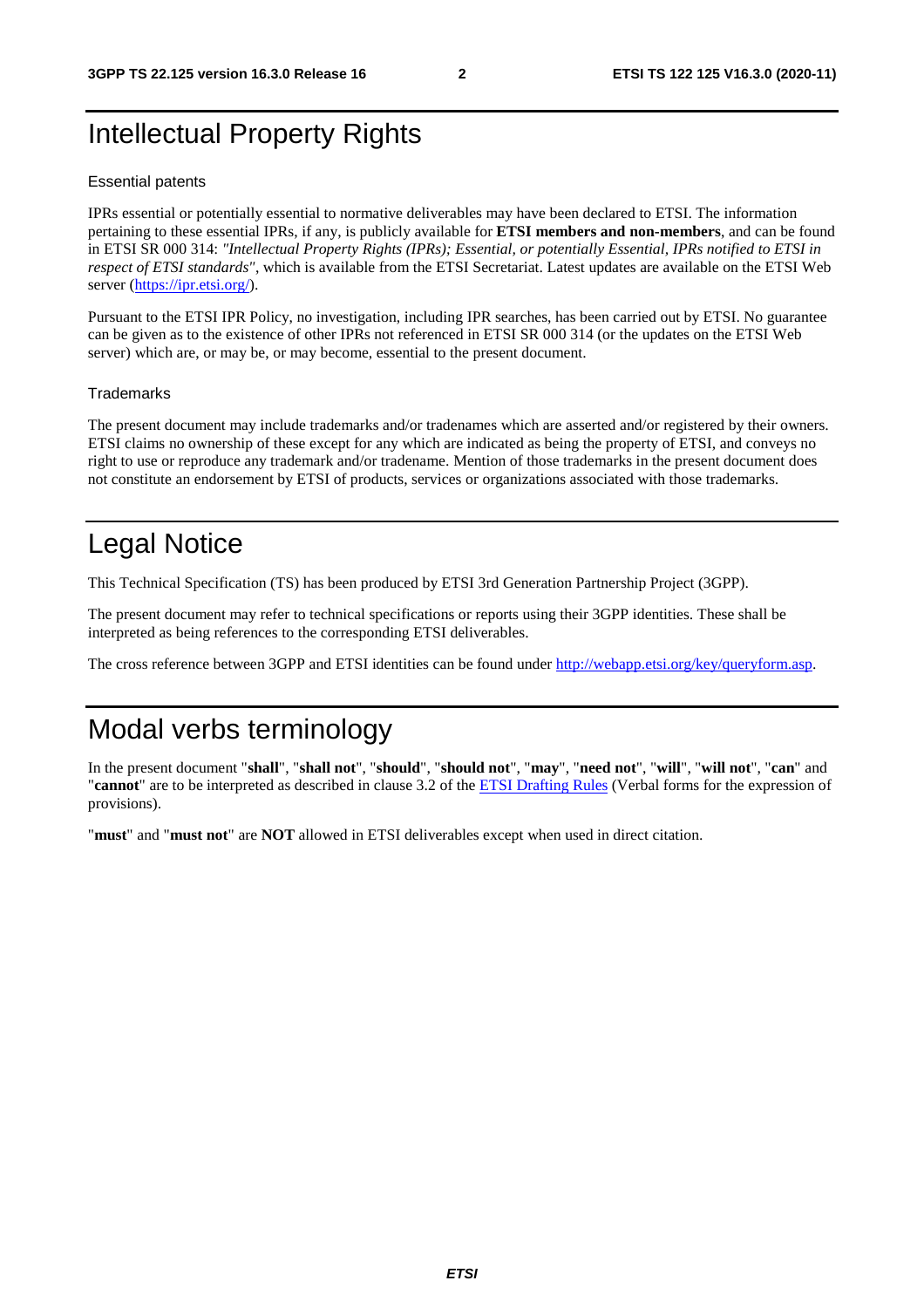# Intellectual Property Rights

Essential patents

IPRs essential or potentially essential to normative deliverables may have been declared to ETSI. The information pertaining to these essential IPRs, if any, is publicly available for **ETSI members and non-members**, and can be found in ETSI SR 000 314: *"Intellectual Property Rights (IPRs); Essential, or potentially Essential, IPRs notified to ETSI in respect of ETSI standards"*, which is available from the ETSI Secretariat. Latest updates are available on the ETSI Web server (https://ipr.etsi.org/).

Pursuant to the ETSI IPR Policy, no investigation, including IPR searches, has been carried out by ETSI. No guarantee can be given as to the existence of other IPRs not referenced in ETSI SR 000 314 (or the updates on the ETSI Web server) which are, or may be, or may become, essential to the present document.

Trademarks

The present document may include trademarks and/or tradenames which are asserted and/or registered by their owners. ETSI claims no ownership of these except for any which are indicated as being the property of ETSI, and conveys no right to use or reproduce any trademark and/or tradename. Mention of those trademarks in the present document does not constitute an endorsement by ETSI of products, services or organizations associated with those trademarks.

# Legal Notice

This Technical Specification (TS) has been produced by ETSI 3rd Generation Partnership Project (3GPP).

The present document may refer to technical specifications or reports using their 3GPP identities. These shall be interpreted as being references to the corresponding ETSI deliverables.

The cross reference between 3GPP and ETSI identities can be found under http://webapp.etsi.org/key/queryform.asp.

# Modal verbs terminology

In the present document "**shall**", "**shall not**", "**should**", "**should not**", "**may**", "**need not**", "**will**", "**will not**", "**can**" and "**cannot**" are to be interpreted as described in clause 3.2 of the ETSI Drafting Rules (Verbal forms for the expression of provisions).

"**must**" and "**must not**" are **NOT** allowed in ETSI deliverables except when used in direct citation.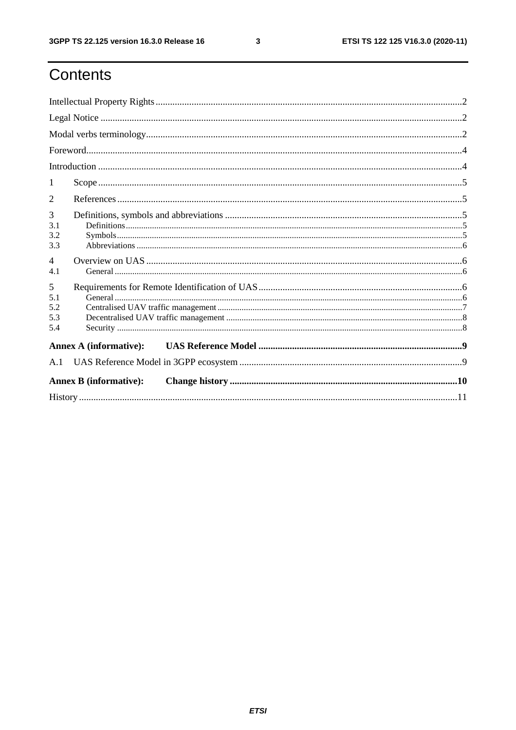# Contents

Intellectual Property Rights ..... 2

Legal Notice ..... 2

Modal verbs terminology ..... 2

Foreword ..... 4

Introduction ..... 4

1 Scope ..... 5

2 References ..... 5

3 Definitions, symbols and abbreviations ..... 5

3.1 Definitions ..... 5

3.2 Symbols ..... 5

3.3 Abbreviations ..... 6

4 Overview on UAS ..... 6

4.1 General ..... 6

5 Requirements for Remote Identification of UAS ..... 6

5.1 General ..... 6

5.2 Centralised UAV traffic management ..... 7

5.3 Decentralised UAV traffic management ..... 8

5.4 Security ..... 8

**Annex A (informative): UAS Reference Model ..... 9**

A.1 UAS Reference Model in 3GPP ecosystem ..... 9

**Annex B (informative): Change history ..... 10**

History ..... 11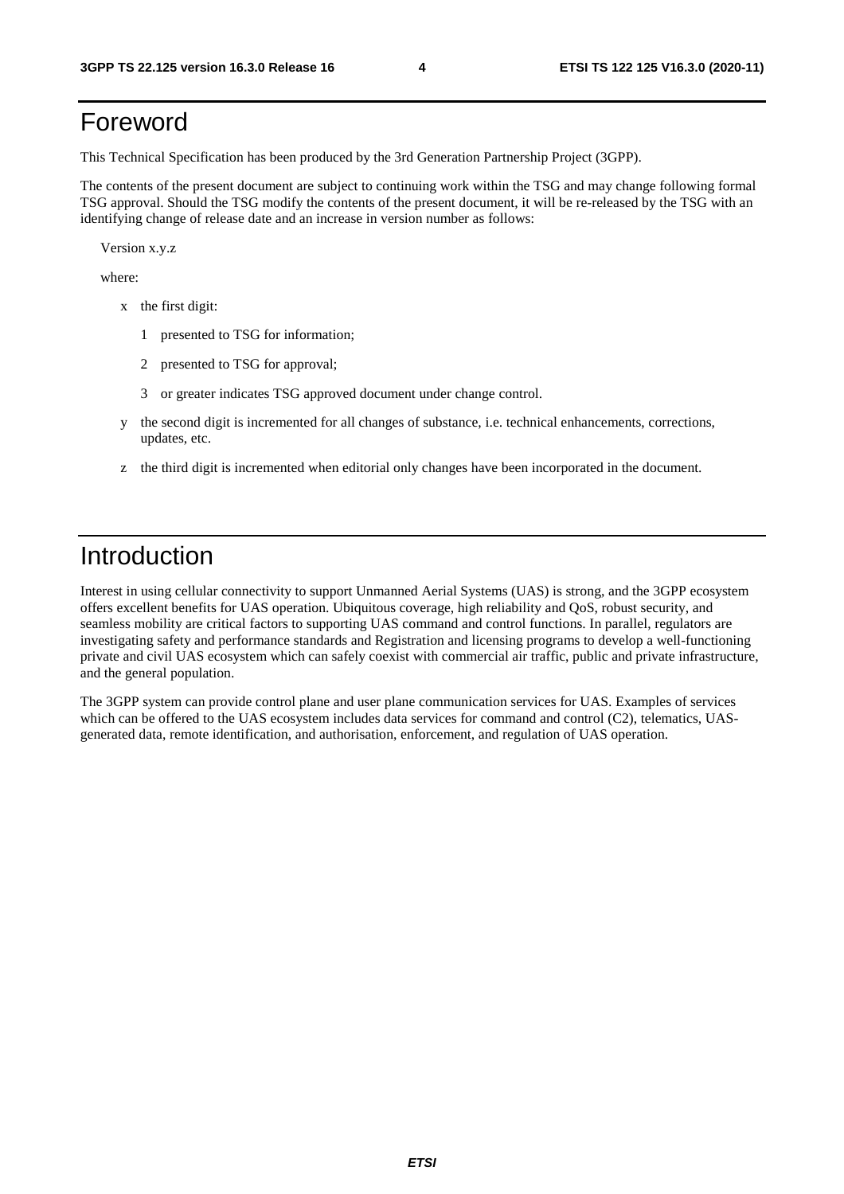# Foreword

This Technical Specification has been produced by the 3rd Generation Partnership Project (3GPP).

The contents of the present document are subject to continuing work within the TSG and may change following formal TSG approval. Should the TSG modify the contents of the present document, it will be re-released by the TSG with an identifying change of release date and an increase in version number as follows:

Version x.y.z

where:

- x the first digit:
  - 1 presented to TSG for information;
  - 2 presented to TSG for approval;
  - 3 or greater indicates TSG approved document under change control.
- y the second digit is incremented for all changes of substance, i.e. technical enhancements, corrections, updates, etc.
- z the third digit is incremented when editorial only changes have been incorporated in the document.

# Introduction

Interest in using cellular connectivity to support Unmanned Aerial Systems (UAS) is strong, and the 3GPP ecosystem offers excellent benefits for UAS operation. Ubiquitous coverage, high reliability and QoS, robust security, and seamless mobility are critical factors to supporting UAS command and control functions. In parallel, regulators are investigating safety and performance standards and Registration and licensing programs to develop a well-functioning private and civil UAS ecosystem which can safely coexist with commercial air traffic, public and private infrastructure, and the general population.

The 3GPP system can provide control plane and user plane communication services for UAS. Examples of services which can be offered to the UAS ecosystem includes data services for command and control (C2), telematics, UAS-generated data, remote identification, and authorisation, enforcement, and regulation of UAS operation.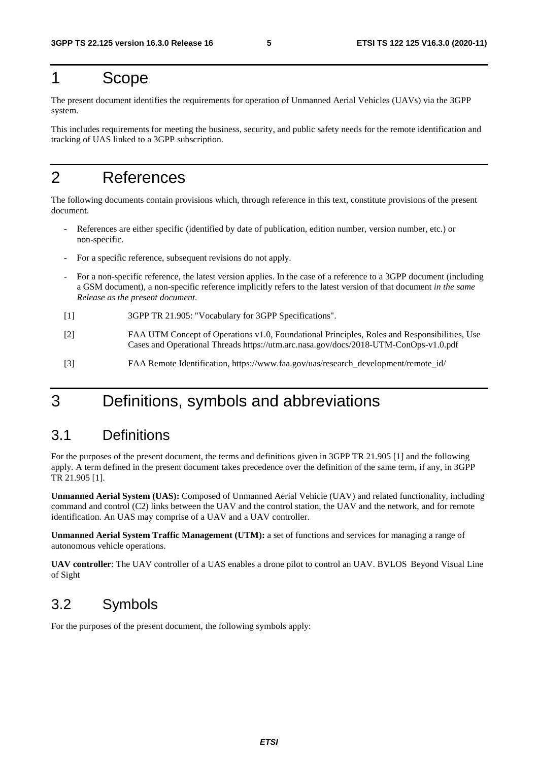# 1 Scope

The present document identifies the requirements for operation of Unmanned Aerial Vehicles (UAVs) via the 3GPP system.

This includes requirements for meeting the business, security, and public safety needs for the remote identification and tracking of UAS linked to a 3GPP subscription.

# 2 References

The following documents contain provisions which, through reference in this text, constitute provisions of the present document.

- References are either specific (identified by date of publication, edition number, version number, etc.) or non-specific.
- For a specific reference, subsequent revisions do not apply.
- For a non-specific reference, the latest version applies. In the case of a reference to a 3GPP document (including a GSM document), a non-specific reference implicitly refers to the latest version of that document *in the same Release as the present document*.

[1] 3GPP TR 21.905: "Vocabulary for 3GPP Specifications".

[2] FAA UTM Concept of Operations v1.0, Foundational Principles, Roles and Responsibilities, Use Cases and Operational Threads https://utm.arc.nasa.gov/docs/2018-UTM-ConOps-v1.0.pdf

[3] FAA Remote Identification, https://www.faa.gov/uas/research_development/remote_id/

# 3 Definitions, symbols and abbreviations

## 3.1 Definitions

For the purposes of the present document, the terms and definitions given in 3GPP TR 21.905 [1] and the following apply. A term defined in the present document takes precedence over the definition of the same term, if any, in 3GPP TR 21.905 [1].

**Unmanned Aerial System (UAS):** Composed of Unmanned Aerial Vehicle (UAV) and related functionality, including command and control (C2) links between the UAV and the control station, the UAV and the network, and for remote identification. An UAS may comprise of a UAV and a UAV controller.

**Unmanned Aerial System Traffic Management (UTM):** a set of functions and services for managing a range of autonomous vehicle operations.

**UAV controller**: The UAV controller of a UAS enables a drone pilot to control an UAV. BVLOS Beyond Visual Line of Sight

## 3.2 Symbols

For the purposes of the present document, the following symbols apply: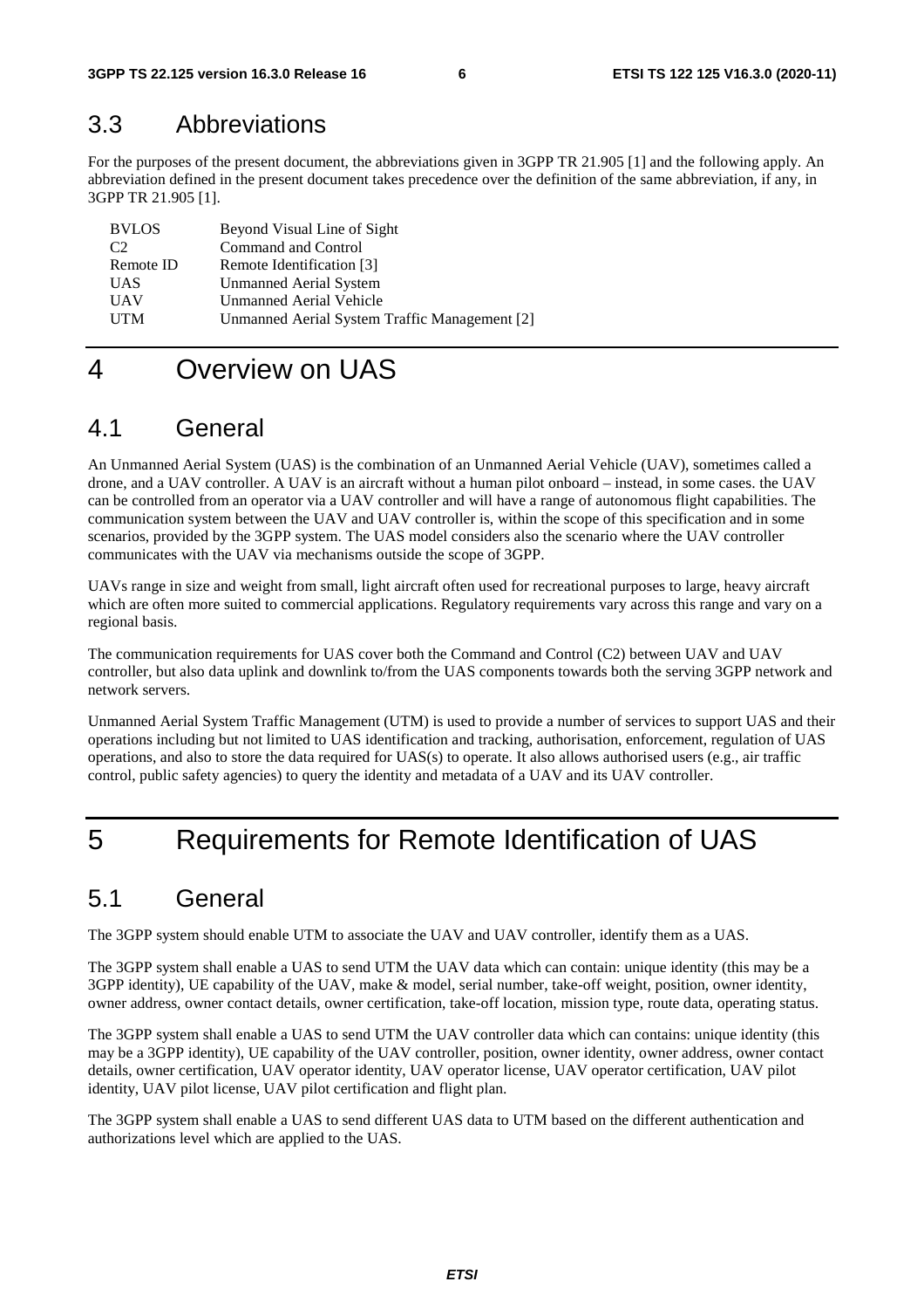## 3.3 Abbreviations

For the purposes of the present document, the abbreviations given in 3GPP TR 21.905 [1] and the following apply. An abbreviation defined in the present document takes precedence over the definition of the same abbreviation, if any, in 3GPP TR 21.905 [1].

| | |
|---|---|
| BVLOS | Beyond Visual Line of Sight |
| C2 | Command and Control |
| Remote ID | Remote Identification [3] |
| UAS | Unmanned Aerial System |
| UAV | Unmanned Aerial Vehicle |
| UTM | Unmanned Aerial System Traffic Management [2] |

# 4 Overview on UAS

## 4.1 General

An Unmanned Aerial System (UAS) is the combination of an Unmanned Aerial Vehicle (UAV), sometimes called a drone, and a UAV controller. A UAV is an aircraft without a human pilot onboard – instead, in some cases. the UAV can be controlled from an operator via a UAV controller and will have a range of autonomous flight capabilities. The communication system between the UAV and UAV controller is, within the scope of this specification and in some scenarios, provided by the 3GPP system. The UAS model considers also the scenario where the UAV controller communicates with the UAV via mechanisms outside the scope of 3GPP.

UAVs range in size and weight from small, light aircraft often used for recreational purposes to large, heavy aircraft which are often more suited to commercial applications. Regulatory requirements vary across this range and vary on a regional basis.

The communication requirements for UAS cover both the Command and Control (C2) between UAV and UAV controller, but also data uplink and downlink to/from the UAS components towards both the serving 3GPP network and network servers.

Unmanned Aerial System Traffic Management (UTM) is used to provide a number of services to support UAS and their operations including but not limited to UAS identification and tracking, authorisation, enforcement, regulation of UAS operations, and also to store the data required for UAS(s) to operate. It also allows authorised users (e.g., air traffic control, public safety agencies) to query the identity and metadata of a UAV and its UAV controller.

# 5 Requirements for Remote Identification of UAS

## 5.1 General

The 3GPP system should enable UTM to associate the UAV and UAV controller, identify them as a UAS.

The 3GPP system shall enable a UAS to send UTM the UAV data which can contain: unique identity (this may be a 3GPP identity), UE capability of the UAV, make & model, serial number, take-off weight, position, owner identity, owner address, owner contact details, owner certification, take-off location, mission type, route data, operating status.

The 3GPP system shall enable a UAS to send UTM the UAV controller data which can contains: unique identity (this may be a 3GPP identity), UE capability of the UAV controller, position, owner identity, owner address, owner contact details, owner certification, UAV operator identity, UAV operator license, UAV operator certification, UAV pilot identity, UAV pilot license, UAV pilot certification and flight plan.

The 3GPP system shall enable a UAS to send different UAS data to UTM based on the different authentication and authorizations level which are applied to the UAS.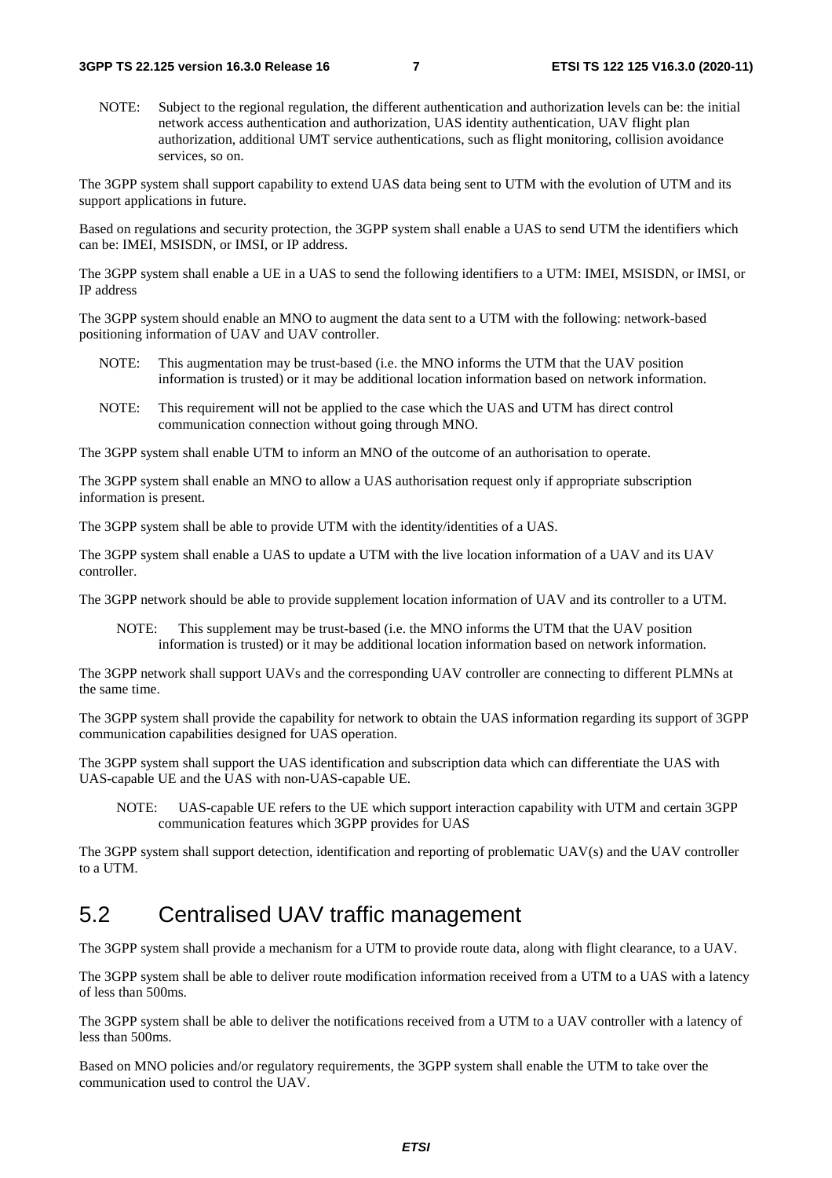NOTE: Subject to the regional regulation, the different authentication and authorization levels can be: the initial network access authentication and authorization, UAS identity authentication, UAV flight plan authorization, additional UMT service authentications, such as flight monitoring, collision avoidance services, so on.

The 3GPP system shall support capability to extend UAS data being sent to UTM with the evolution of UTM and its support applications in future.

Based on regulations and security protection, the 3GPP system shall enable a UAS to send UTM the identifiers which can be: IMEI, MSISDN, or IMSI, or IP address.

The 3GPP system shall enable a UE in a UAS to send the following identifiers to a UTM: IMEI, MSISDN, or IMSI, or IP address

The 3GPP system should enable an MNO to augment the data sent to a UTM with the following: network-based positioning information of UAV and UAV controller.

NOTE: This augmentation may be trust-based (i.e. the MNO informs the UTM that the UAV position information is trusted) or it may be additional location information based on network information.

NOTE: This requirement will not be applied to the case which the UAS and UTM has direct control communication connection without going through MNO.

The 3GPP system shall enable UTM to inform an MNO of the outcome of an authorisation to operate.

The 3GPP system shall enable an MNO to allow a UAS authorisation request only if appropriate subscription information is present.

The 3GPP system shall be able to provide UTM with the identity/identities of a UAS.

The 3GPP system shall enable a UAS to update a UTM with the live location information of a UAV and its UAV controller.

The 3GPP network should be able to provide supplement location information of UAV and its controller to a UTM.

NOTE: This supplement may be trust-based (i.e. the MNO informs the UTM that the UAV position information is trusted) or it may be additional location information based on network information.

The 3GPP network shall support UAVs and the corresponding UAV controller are connecting to different PLMNs at the same time.

The 3GPP system shall provide the capability for network to obtain the UAS information regarding its support of 3GPP communication capabilities designed for UAS operation.

The 3GPP system shall support the UAS identification and subscription data which can differentiate the UAS with UAS-capable UE and the UAS with non-UAS-capable UE.

NOTE: UAS-capable UE refers to the UE which support interaction capability with UTM and certain 3GPP communication features which 3GPP provides for UAS

The 3GPP system shall support detection, identification and reporting of problematic UAV(s) and the UAV controller to a UTM.

## 5.2 Centralised UAV traffic management

The 3GPP system shall provide a mechanism for a UTM to provide route data, along with flight clearance, to a UAV.

The 3GPP system shall be able to deliver route modification information received from a UTM to a UAS with a latency of less than 500ms.

The 3GPP system shall be able to deliver the notifications received from a UTM to a UAV controller with a latency of less than 500ms.

Based on MNO policies and/or regulatory requirements, the 3GPP system shall enable the UTM to take over the communication used to control the UAV.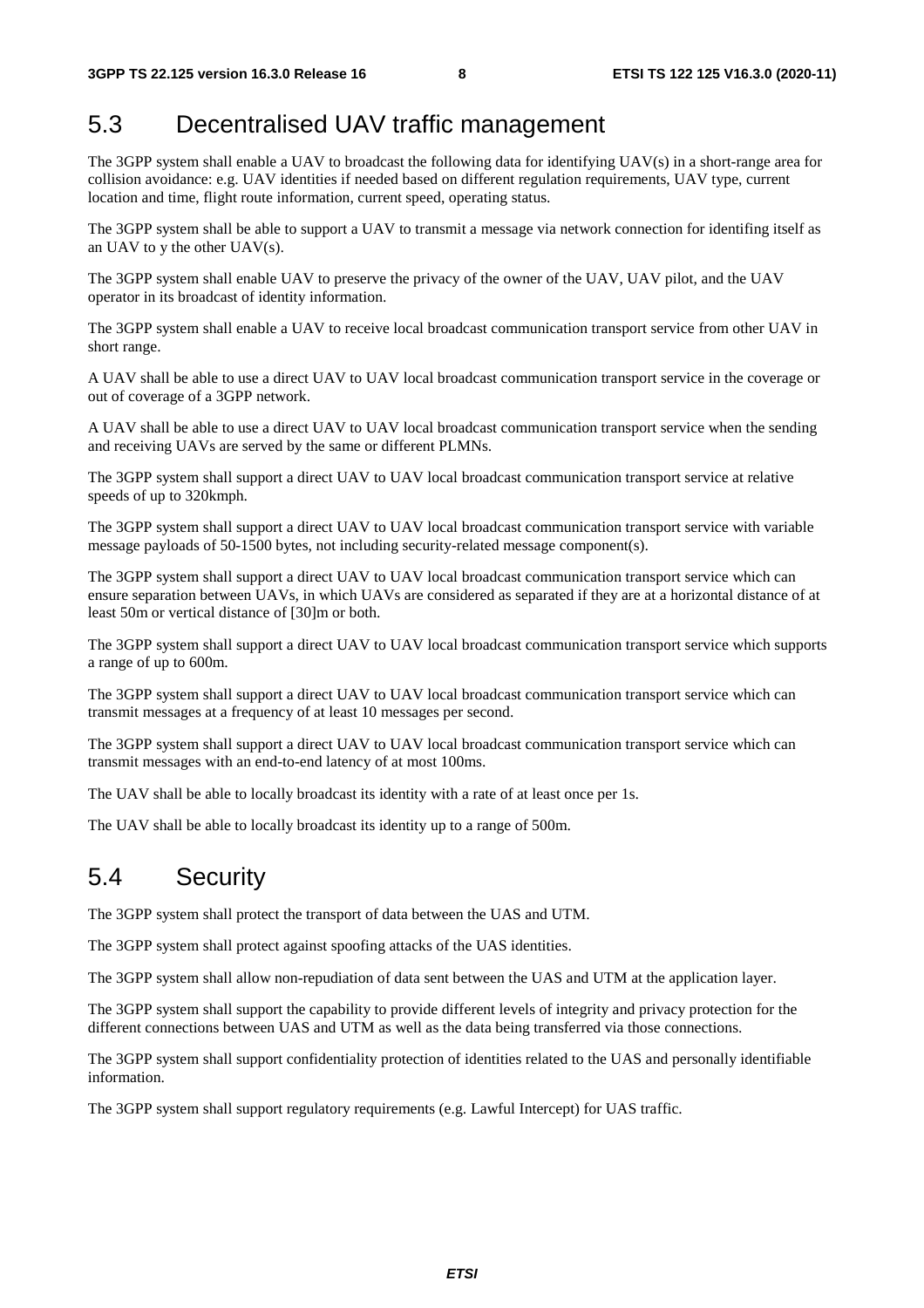## 5.3 Decentralised UAV traffic management

The 3GPP system shall enable a UAV to broadcast the following data for identifying UAV(s) in a short-range area for collision avoidance: e.g. UAV identities if needed based on different regulation requirements, UAV type, current location and time, flight route information, current speed, operating status.

The 3GPP system shall be able to support a UAV to transmit a message via network connection for identifing itself as an UAV to y the other UAV(s).

The 3GPP system shall enable UAV to preserve the privacy of the owner of the UAV, UAV pilot, and the UAV operator in its broadcast of identity information.

The 3GPP system shall enable a UAV to receive local broadcast communication transport service from other UAV in short range.

A UAV shall be able to use a direct UAV to UAV local broadcast communication transport service in the coverage or out of coverage of a 3GPP network.

A UAV shall be able to use a direct UAV to UAV local broadcast communication transport service when the sending and receiving UAVs are served by the same or different PLMNs.

The 3GPP system shall support a direct UAV to UAV local broadcast communication transport service at relative speeds of up to 320kmph.

The 3GPP system shall support a direct UAV to UAV local broadcast communication transport service with variable message payloads of 50-1500 bytes, not including security-related message component(s).

The 3GPP system shall support a direct UAV to UAV local broadcast communication transport service which can ensure separation between UAVs, in which UAVs are considered as separated if they are at a horizontal distance of at least 50m or vertical distance of [30]m or both.

The 3GPP system shall support a direct UAV to UAV local broadcast communication transport service which supports a range of up to 600m.

The 3GPP system shall support a direct UAV to UAV local broadcast communication transport service which can transmit messages at a frequency of at least 10 messages per second.

The 3GPP system shall support a direct UAV to UAV local broadcast communication transport service which can transmit messages with an end-to-end latency of at most 100ms.

The UAV shall be able to locally broadcast its identity with a rate of at least once per 1s.

The UAV shall be able to locally broadcast its identity up to a range of 500m.

## 5.4 Security

The 3GPP system shall protect the transport of data between the UAS and UTM.

The 3GPP system shall protect against spoofing attacks of the UAS identities.

The 3GPP system shall allow non-repudiation of data sent between the UAS and UTM at the application layer.

The 3GPP system shall support the capability to provide different levels of integrity and privacy protection for the different connections between UAS and UTM as well as the data being transferred via those connections.

The 3GPP system shall support confidentiality protection of identities related to the UAS and personally identifiable information.

The 3GPP system shall support regulatory requirements (e.g. Lawful Intercept) for UAS traffic.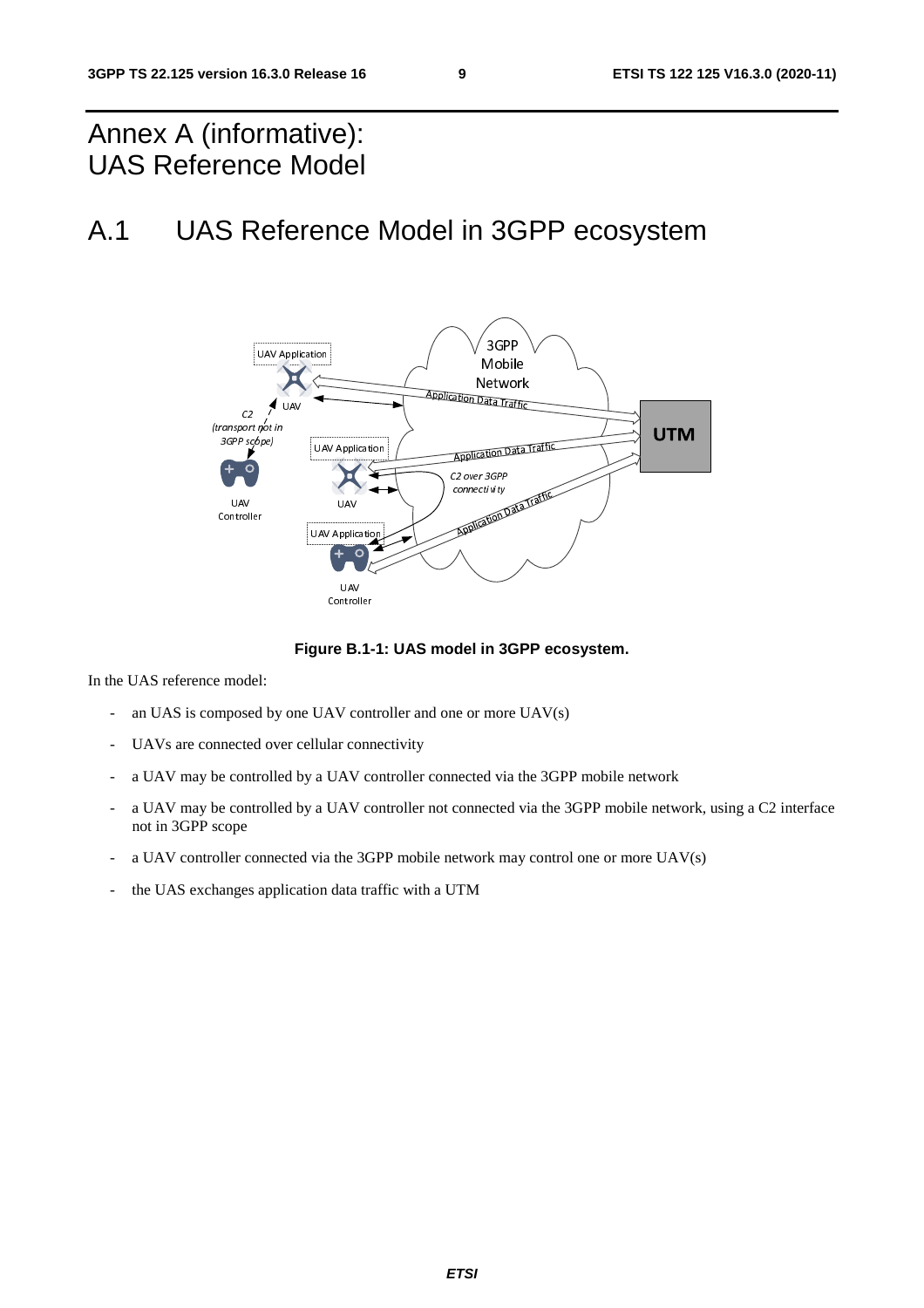# Annex A (informative): UAS Reference Model

## A.1 UAS Reference Model in 3GPP ecosystem

**Figure B.1-1: UAS model in 3GPP ecosystem.**

In the UAS reference model:

- an UAS is composed by one UAV controller and one or more UAV(s)
- UAVs are connected over cellular connectivity
- a UAV may be controlled by a UAV controller connected via the 3GPP mobile network
- a UAV may be controlled by a UAV controller not connected via the 3GPP mobile network, using a C2 interface not in 3GPP scope
- a UAV controller connected via the 3GPP mobile network may control one or more UAV(s)
- the UAS exchanges application data traffic with a UTM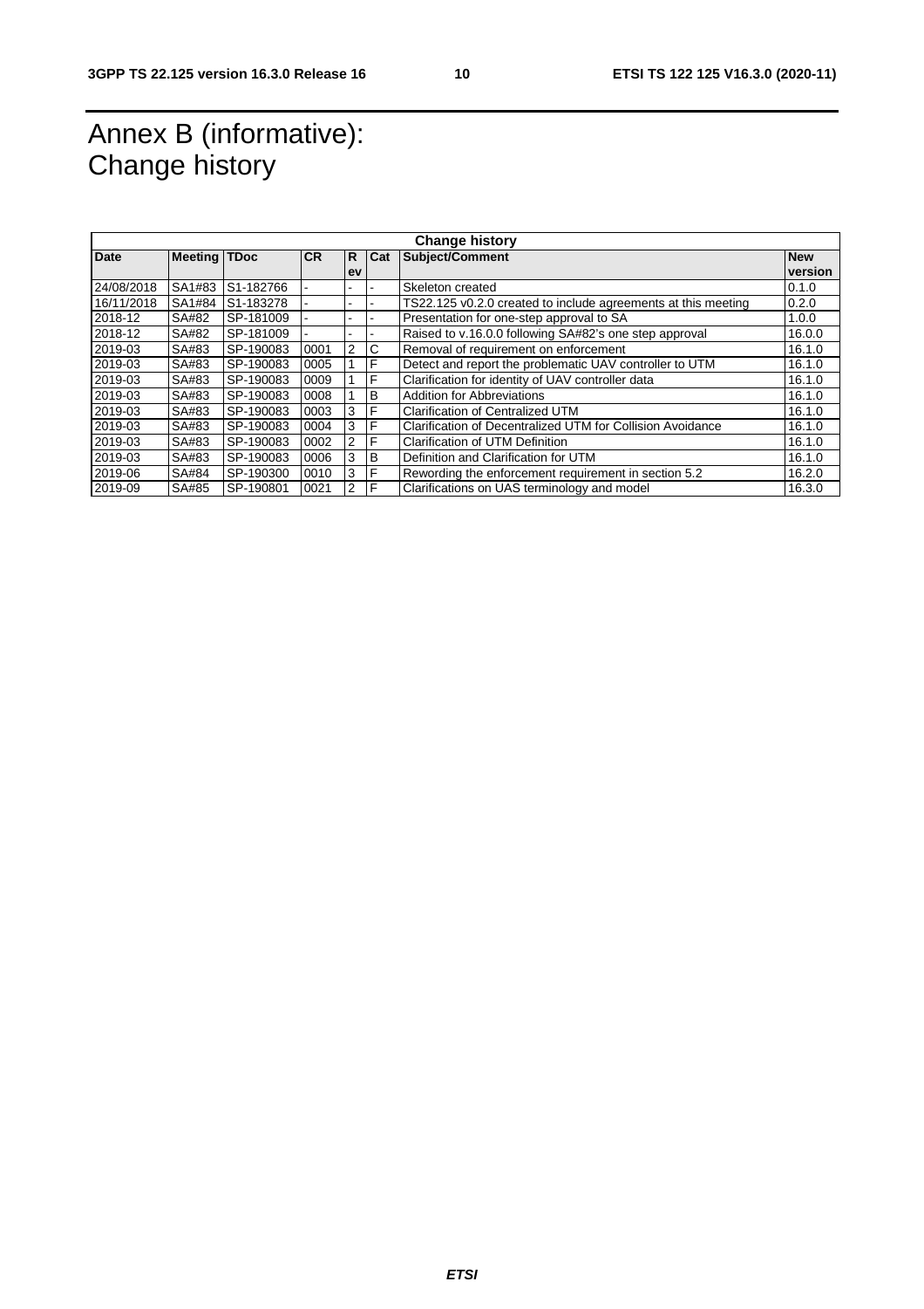# Annex B (informative): Change history

| Change history | | | | | | | |
|---|---|---|---|---|---|---|---|
| **Date** | **Meeting** | **TDoc** | **CR** | **Rev** | **Cat** | **Subject/Comment** | **New version** |
| 24/08/2018 | SA1#83 | S1-182766 | - | - | - | Skeleton created | 0.1.0 |
| 16/11/2018 | SA1#84 | S1-183278 | - | - | - | TS22.125 v0.2.0 created to include agreements at this meeting | 0.2.0 |
| 2018-12 | SA#82 | SP-181009 | - | - | - | Presentation for one-step approval to SA | 1.0.0 |
| 2018-12 | SA#82 | SP-181009 | - | - | - | Raised to v.16.0.0 following SA#82's one step approval | 16.0.0 |
| 2019-03 | SA#83 | SP-190083 | 0001 | 2 | C | Removal of requirement on enforcement | 16.1.0 |
| 2019-03 | SA#83 | SP-190083 | 0005 | 1 | F | Detect and report the problematic UAV controller to UTM | 16.1.0 |
| 2019-03 | SA#83 | SP-190083 | 0009 | 1 | F | Clarification for identity of UAV controller data | 16.1.0 |
| 2019-03 | SA#83 | SP-190083 | 0008 | 1 | B | Addition for Abbreviations | 16.1.0 |
| 2019-03 | SA#83 | SP-190083 | 0003 | 3 | F | Clarification of Centralized UTM | 16.1.0 |
| 2019-03 | SA#83 | SP-190083 | 0004 | 3 | F | Clarification of Decentralized UTM for Collision Avoidance | 16.1.0 |
| 2019-03 | SA#83 | SP-190083 | 0002 | 2 | F | Clarification of UTM Definition | 16.1.0 |
| 2019-03 | SA#83 | SP-190083 | 0006 | 3 | B | Definition and Clarification for UTM | 16.1.0 |
| 2019-06 | SA#84 | SP-190300 | 0010 | 3 | F | Rewording the enforcement requirement in section 5.2 | 16.2.0 |
| 2019-09 | SA#85 | SP-190801 | 0021 | 2 | F | Clarifications on UAS terminology and model | 16.3.0 |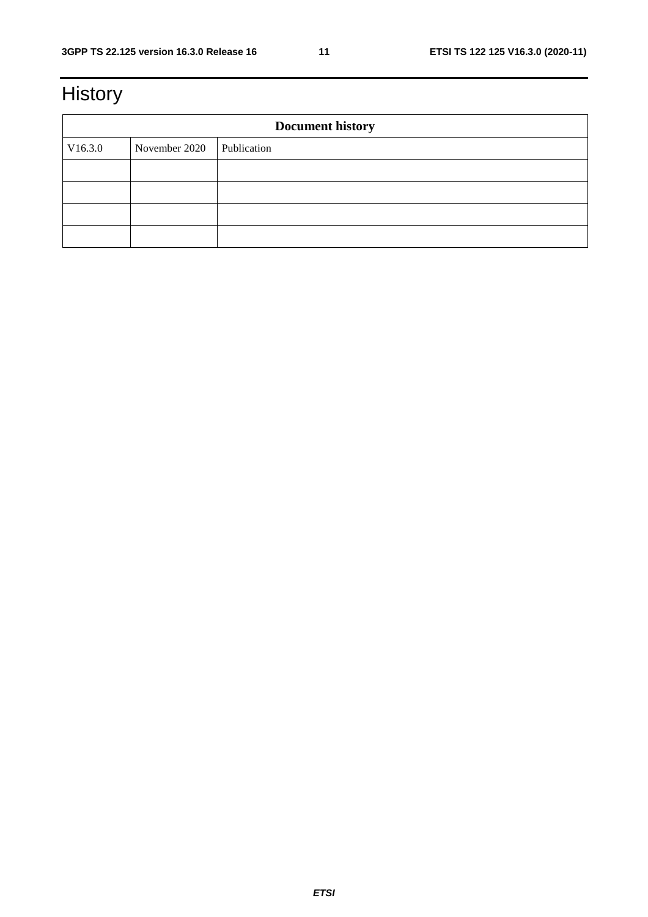# History

| Document history | | |
|---|---|---|
| V16.3.0 | November 2020 | Publication |
| | | |
| | | |
| | | |
| | | |